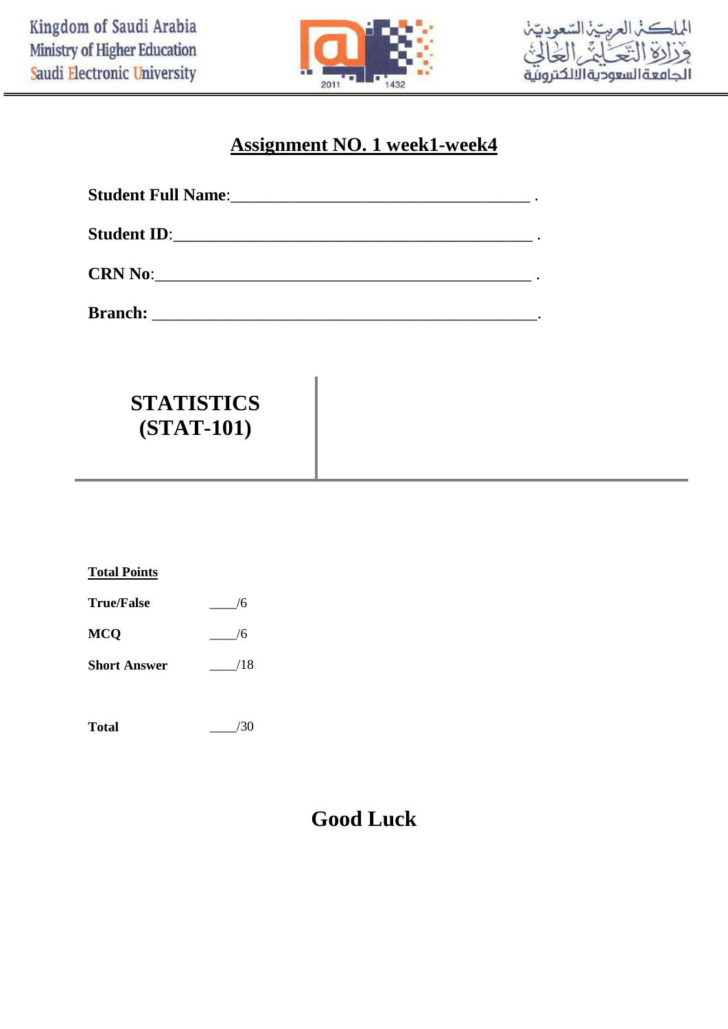Kingdom of Saudi Arabia
Ministry of Higher Education
Saudi Electronic University

المملكة العربية السعودية
وزارة التعليم العالي
الجامعة السعودية الالكترونية

# Assignment NO. 1 week1-week4

**Student Full Name**:_____________________________________ .

**Student ID**:_____________________________________________ .

**CRN No**:_______________________________________________ .

**Branch:** ________________________________________________.

## STATISTICS (STAT-101)

**Total Points**

| | |
|---|---|
| **True/False** | ____/6 |
| **MCQ** | ____/6 |
| **Short Answer** | ____/18 |
| **Total** | ____/30 |

## Good Luck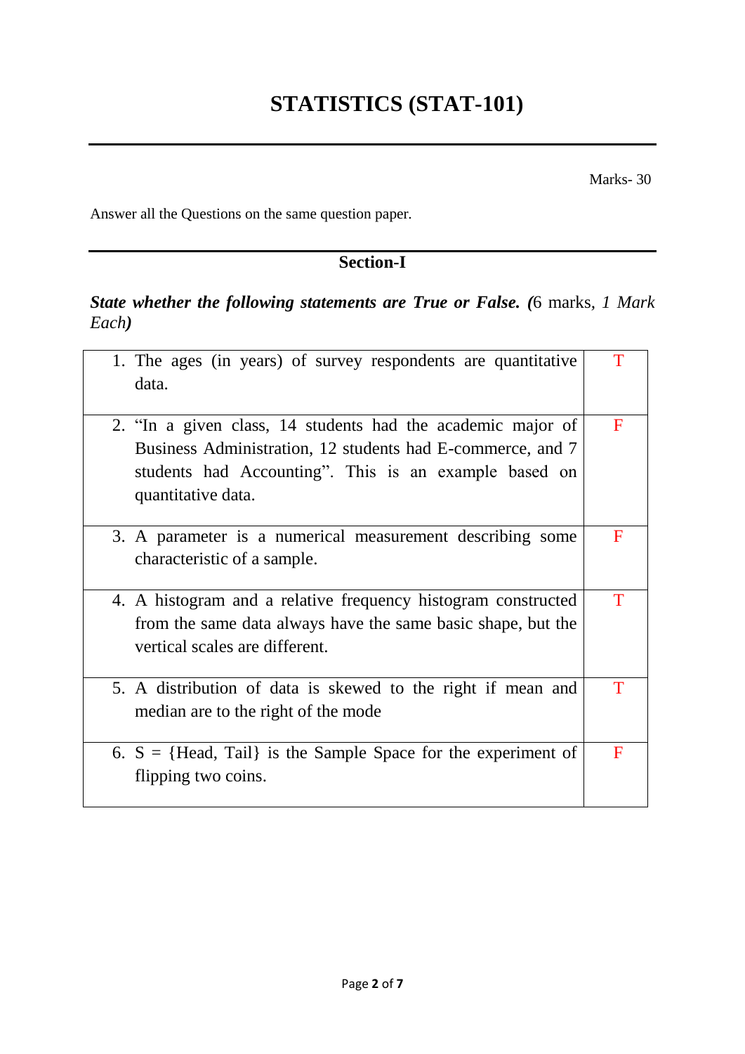# STATISTICS (STAT-101)

Marks- 30

Answer all the Questions on the same question paper.

## Section-I

***State whether the following statements are True or False. (**6 marks, *1 Mark Each)***

| | |
|---|---|
| 1. The ages (in years) of survey respondents are quantitative data. | T |
| 2. "In a given class, 14 students had the academic major of Business Administration, 12 students had E-commerce, and 7 students had Accounting". This is an example based on quantitative data. | F |
| 3. A parameter is a numerical measurement describing some characteristic of a sample. | F |
| 4. A histogram and a relative frequency histogram constructed from the same data always have the same basic shape, but the vertical scales are different. | T |
| 5. A distribution of data is skewed to the right if mean and median are to the right of the mode | T |
| 6. S = {Head, Tail} is the Sample Space for the experiment of flipping two coins. | F |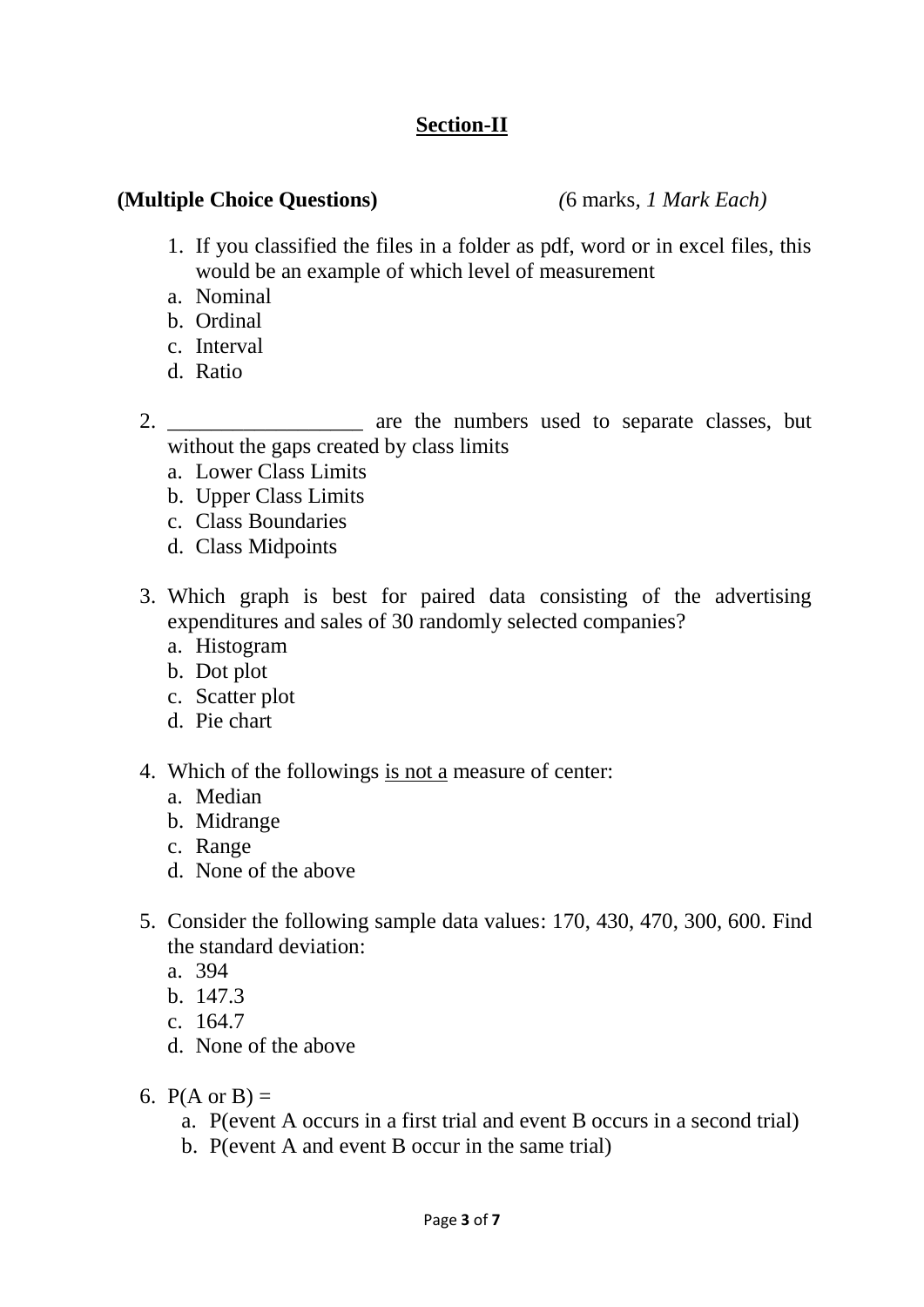## Section-II

**(Multiple Choice Questions)** *(*6 marks*, 1 Mark Each)*

1. If you classified the files in a folder as pdf, word or in excel files, this would be an example of which level of measurement
   a. Nominal
   b. Ordinal
   c. Interval
   d. Ratio

2. ________________ are the numbers used to separate classes, but without the gaps created by class limits
   a. Lower Class Limits
   b. Upper Class Limits
   c. Class Boundaries
   d. Class Midpoints

3. Which graph is best for paired data consisting of the advertising expenditures and sales of 30 randomly selected companies?
   a. Histogram
   b. Dot plot
   c. Scatter plot
   d. Pie chart

4. Which of the followings <u>is not a</u> measure of center:
   a. Median
   b. Midrange
   c. Range
   d. None of the above

5. Consider the following sample data values: 170, 430, 470, 300, 600. Find the standard deviation:
   a. 394
   b. 147.3
   c. 164.7
   d. None of the above

6. P(A or B) =
   a. P(event A occurs in a first trial and event B occurs in a second trial)
   b. P(event A and event B occur in the same trial)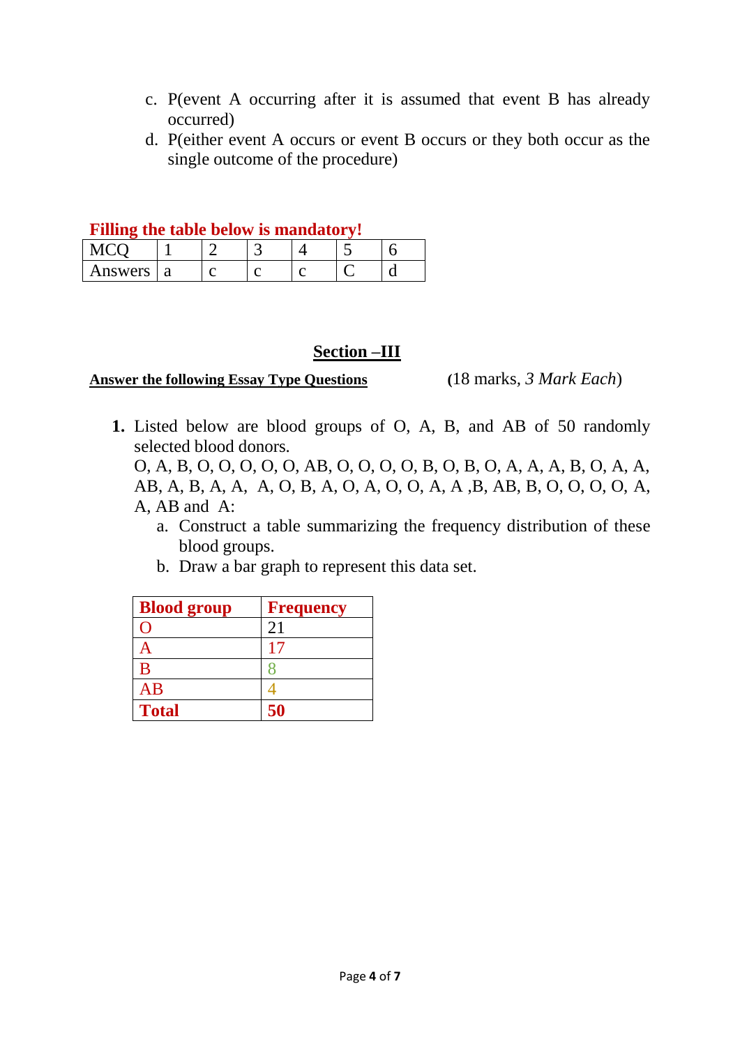c. P(event A occurring after it is assumed that event B has already occurred)
d. P(either event A occurs or event B occurs or they both occur as the single outcome of the procedure)

**Filling the table below is mandatory!**

| MCQ | 1 | 2 | 3 | 4 | 5 | 6 |
|---|---|---|---|---|---|---|
| Answers | a | c | c | c | C | d |

## Section –III

**Answer the following Essay Type Questions** (18 marks, *3 Mark Each*)

**1.** Listed below are blood groups of O, A, B, and AB of 50 randomly selected blood donors.
O, A, B, O, O, O, O, O, AB, O, O, O, O, B, O, B, O, A, A, A, B, O, A, A, AB, A, B, A, A, A, O, B, A, O, A, O, O, A, A ,B, AB, B, O, O, O, O, A, A, AB and A:

a. Construct a table summarizing the frequency distribution of these blood groups.
b. Draw a bar graph to represent this data set.

| **Blood group** | **Frequency** |
|---|---|
| O | 21 |
| A | 17 |
| B | 8 |
| AB | 4 |
| **Total** | **50** |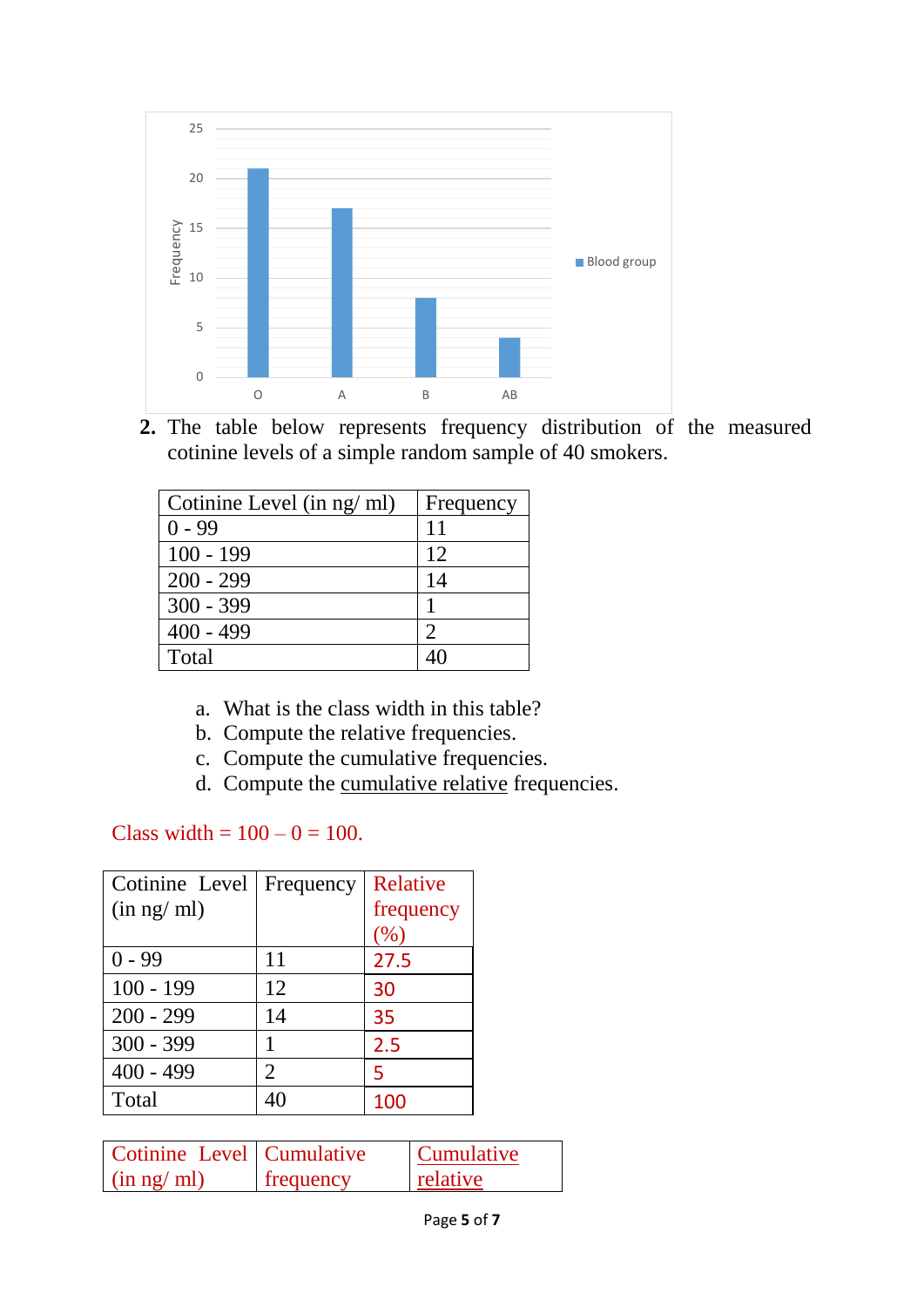2. The table below represents frequency distribution of the measured cotinine levels of a simple random sample of 40 smokers.

| Cotinine Level (in ng/ ml) | Frequency |
|---|---|
| 0 - 99 | 11 |
| 100 - 199 | 12 |
| 200 - 299 | 14 |
| 300 - 399 | 1 |
| 400 - 499 | 2 |
| Total | 40 |

a. What is the class width in this table?
b. Compute the relative frequencies.
c. Compute the cumulative frequencies.
d. Compute the cumulative relative frequencies.

Class width = 100 – 0 = 100.

| Cotinine Level (in ng/ ml) | Frequency | Relative frequency (%) |
|---|---|---|
| 0 - 99 | 11 | 27.5 |
| 100 - 199 | 12 | 30 |
| 200 - 299 | 14 | 35 |
| 300 - 399 | 1 | 2.5 |
| 400 - 499 | 2 | 5 |
| Total | 40 | 100 |

| Cotinine Level (in ng/ ml) | Cumulative frequency | Cumulative relative |
|---|---|---|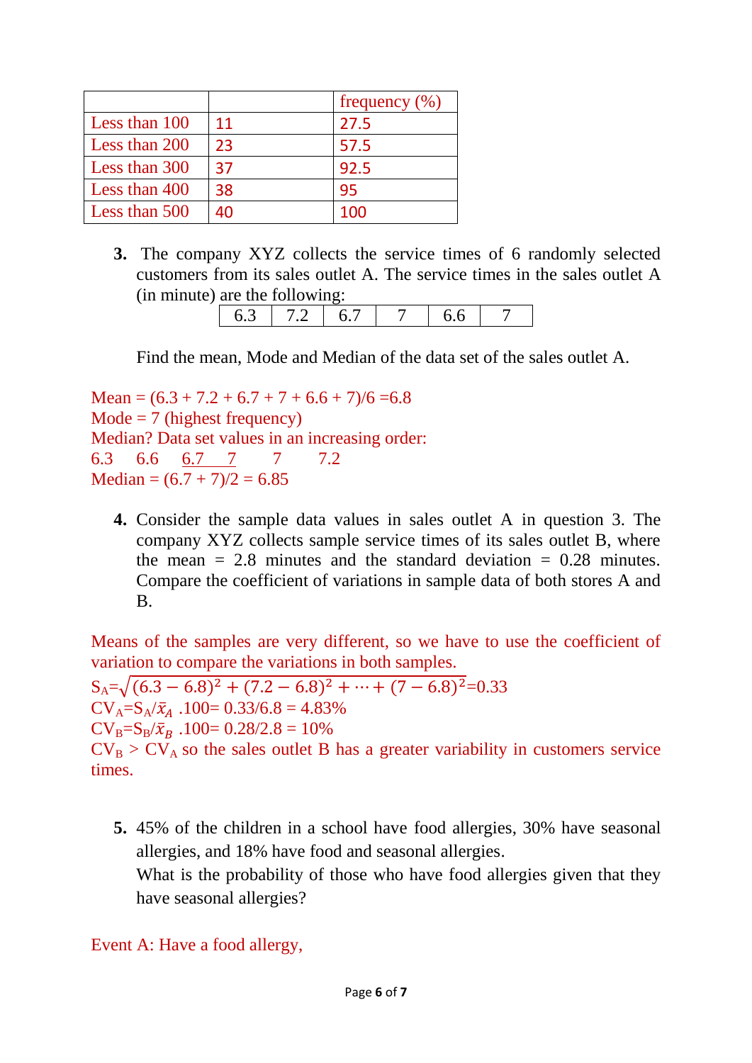| | | frequency (%) |
|---|---|---|
| Less than 100 | 11 | 27.5 |
| Less than 200 | 23 | 57.5 |
| Less than 300 | 37 | 92.5 |
| Less than 400 | 38 | 95 |
| Less than 500 | 40 | 100 |

3. The company XYZ collects the service times of 6 randomly selected customers from its sales outlet A. The service times in the sales outlet A (in minute) are the following:

| 6.3 | 7.2 | 6.7 | 7 | 6.6 | 7 |
|---|---|---|---|---|---|

Find the mean, Mode and Median of the data set of the sales outlet A.

Mean = (6.3 + 7.2 + 6.7 + 7 + 6.6 + 7)/6 =6.8
Mode = 7 (highest frequency)
Median? Data set values in an increasing order:
6.3   6.6   6.7   7   7   7.2
Median = (6.7 + 7)/2 = 6.85

4. Consider the sample data values in sales outlet A in question 3. The company XYZ collects sample service times of its sales outlet B, where the mean = 2.8 minutes and the standard deviation = 0.28 minutes. Compare the coefficient of variations in sample data of both stores A and B.

Means of the samples are very different, so we have to use the coefficient of variation to compare the variations in both samples.

$S_A=\sqrt{(6.3-6.8)^2+(7.2-6.8)^2+\cdots+(7-6.8)^2}=0.33$

$CV_A=S_A/\bar{x}_A\ .100= 0.33/6.8 = 4.83\%$

$CV_B=S_B/\bar{x}_B\ .100= 0.28/2.8 = 10\%$

$CV_B > CV_A$ so the sales outlet B has a greater variability in customers service times.

5. 45% of the children in a school have food allergies, 30% have seasonal allergies, and 18% have food and seasonal allergies.
What is the probability of those who have food allergies given that they have seasonal allergies?

Event A: Have a food allergy,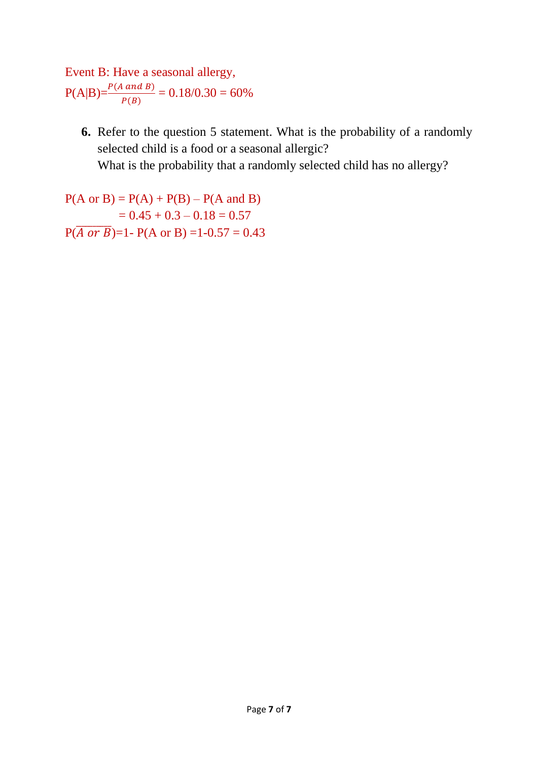Event B: Have a seasonal allergy,

$P(A|B)=\frac{P(A\ and\ B)}{P(B)}$ = 0.18/0.30 = 60%

6. **Refer to the question 5 statement. What is the probability of a randomly selected child is a food or a seasonal allergic?**
   What is the probability that a randomly selected child has no allergy?

P(A or B) = P(A) + P(B) – P(A and B)

= 0.45 + 0.3 – 0.18 = 0.57

$P(\overline{A\ or\ B})$=1- P(A or B) =1-0.57 = 0.43